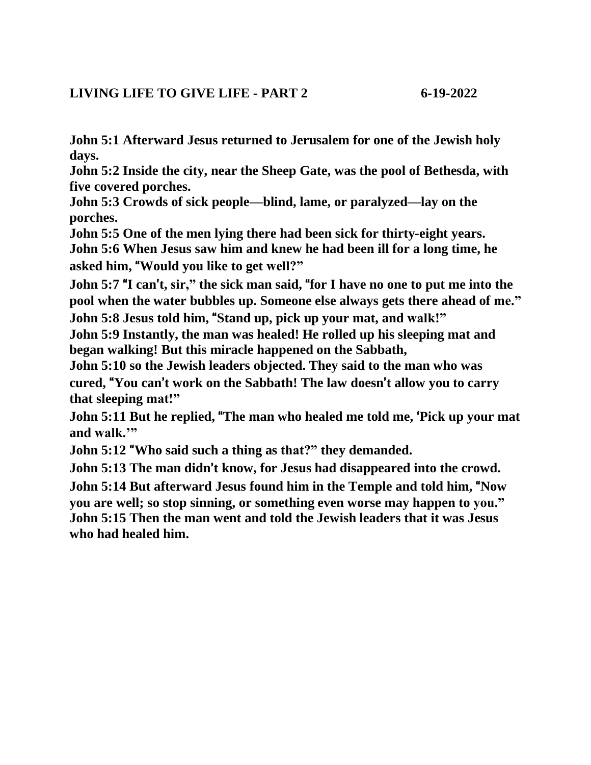**LIVING LIFE TO GIVE LIFE - PART 2 6-19-2022**

**John 5:1 Afterward Jesus returned to Jerusalem for one of the Jewish holy days.**
**John 5:2 Inside the city, near the Sheep Gate, was the pool of Bethesda, with five covered porches.**
**John 5:3 Crowds of sick people—blind, lame, or paralyzed—lay on the porches.**
**John 5:5 One of the men lying there had been sick for thirty-eight years.**
**John 5:6 When Jesus saw him and knew he had been ill for a long time, he asked him, "Would you like to get well?"**
**John 5:7 "I can't, sir," the sick man said, "for I have no one to put me into the pool when the water bubbles up. Someone else always gets there ahead of me."**
**John 5:8 Jesus told him, "Stand up, pick up your mat, and walk!"**
**John 5:9 Instantly, the man was healed! He rolled up his sleeping mat and began walking! But this miracle happened on the Sabbath,**
**John 5:10 so the Jewish leaders objected. They said to the man who was cured, "You can't work on the Sabbath! The law doesn't allow you to carry that sleeping mat!"**
**John 5:11 But he replied, "The man who healed me told me, 'Pick up your mat and walk.'"**
**John 5:12 "Who said such a thing as that?" they demanded.**
**John 5:13 The man didn't know, for Jesus had disappeared into the crowd.**
**John 5:14 But afterward Jesus found him in the Temple and told him, "Now you are well; so stop sinning, or something even worse may happen to you."**
**John 5:15 Then the man went and told the Jewish leaders that it was Jesus who had healed him.**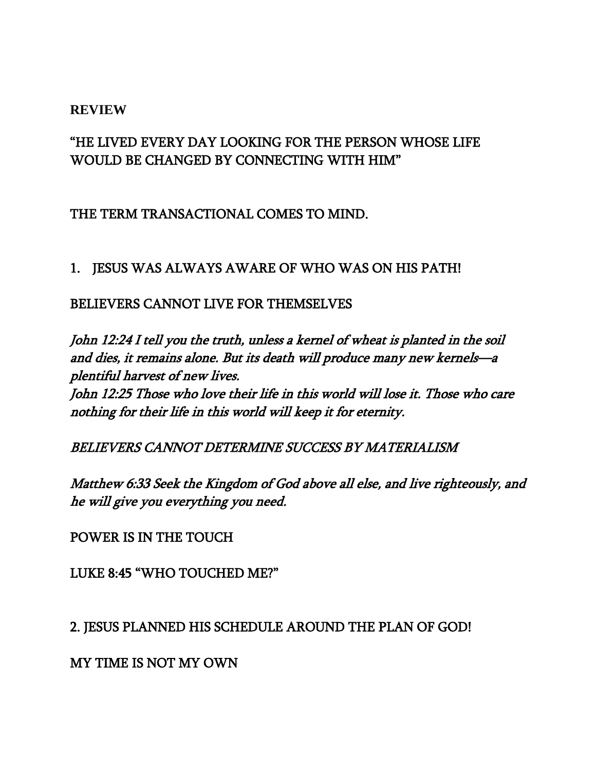**REVIEW**

"HE LIVED EVERY DAY LOOKING FOR THE PERSON WHOSE LIFE WOULD BE CHANGED BY CONNECTING WITH HIM"

THE TERM TRANSACTIONAL COMES TO MIND.

1. JESUS WAS ALWAYS AWARE OF WHO WAS ON HIS PATH!

BELIEVERS CANNOT LIVE FOR THEMSELVES

*John 12:24 I tell you the truth, unless a kernel of wheat is planted in the soil and dies, it remains alone. But its death will produce many new kernels—a plentiful harvest of new lives.*
*John 12:25 Those who love their life in this world will lose it. Those who care nothing for their life in this world will keep it for eternity.*

*BELIEVERS CANNOT DETERMINE SUCCESS BY MATERIALISM*

*Matthew 6:33 Seek the Kingdom of God above all else, and live righteously, and he will give you everything you need.*

POWER IS IN THE TOUCH

LUKE 8:45 "WHO TOUCHED ME?"

2. JESUS PLANNED HIS SCHEDULE AROUND THE PLAN OF GOD!

MY TIME IS NOT MY OWN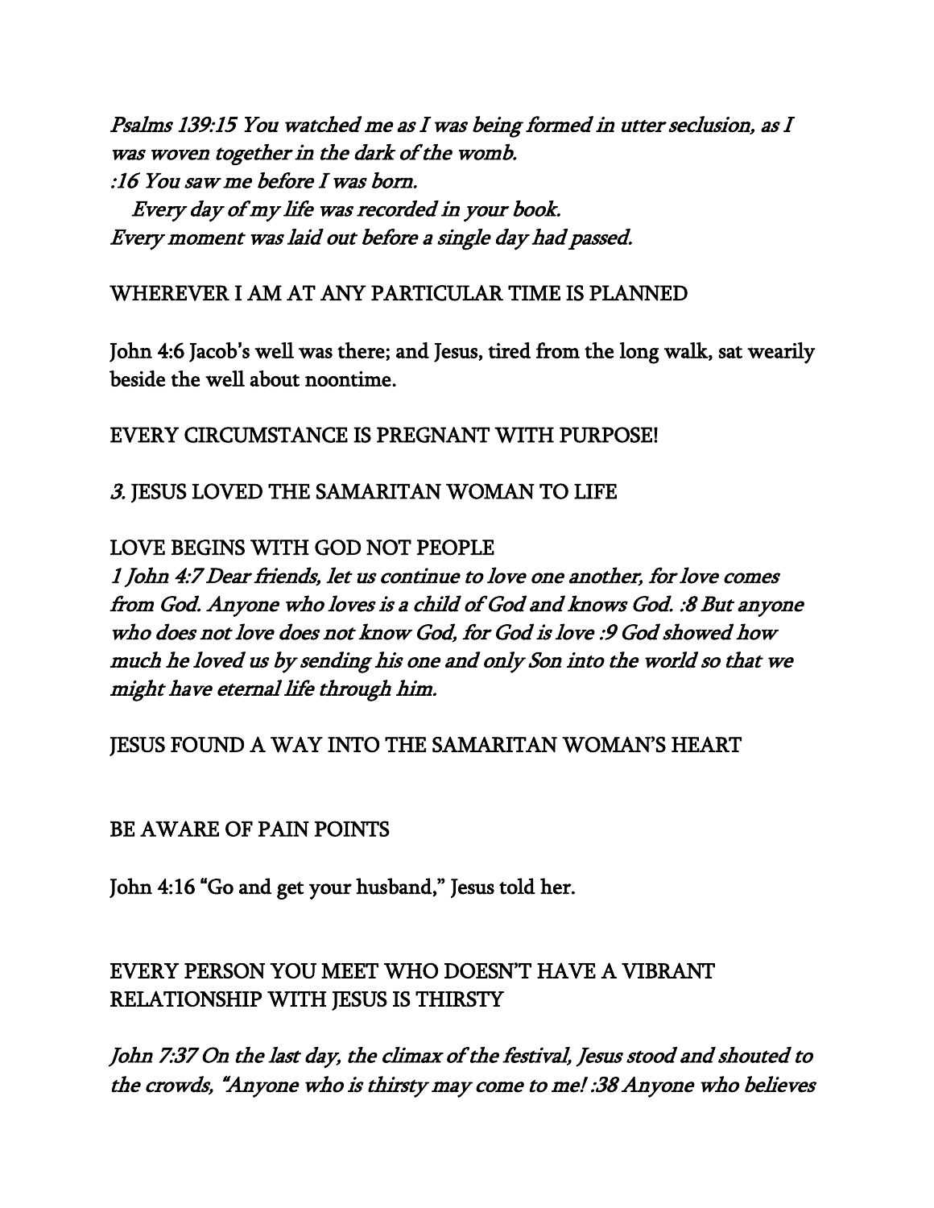*Psalms 139:15 You watched me as I was being formed in utter seclusion, as I was woven together in the dark of the womb.*
*:16 You saw me before I was born.*
*Every day of my life was recorded in your book.*
*Every moment was laid out before a single day had passed.*

WHEREVER I AM AT ANY PARTICULAR TIME IS PLANNED

John 4:6 Jacob's well was there; and Jesus, tired from the long walk, sat wearily beside the well about noontime.

EVERY CIRCUMSTANCE IS PREGNANT WITH PURPOSE!

*3.* JESUS LOVED THE SAMARITAN WOMAN TO LIFE

LOVE BEGINS WITH GOD NOT PEOPLE
*1 John 4:7 Dear friends, let us continue to love one another, for love comes from God. Anyone who loves is a child of God and knows God. :8 But anyone who does not love does not know God, for God is love :9 God showed how much he loved us by sending his one and only Son into the world so that we might have eternal life through him.*

JESUS FOUND A WAY INTO THE SAMARITAN WOMAN'S HEART

BE AWARE OF PAIN POINTS

John 4:16 "Go and get your husband," Jesus told her.

EVERY PERSON YOU MEET WHO DOESN'T HAVE A VIBRANT RELATIONSHIP WITH JESUS IS THIRSTY

*John 7:37 On the last day, the climax of the festival, Jesus stood and shouted to the crowds, "Anyone who is thirsty may come to me! :38 Anyone who believes*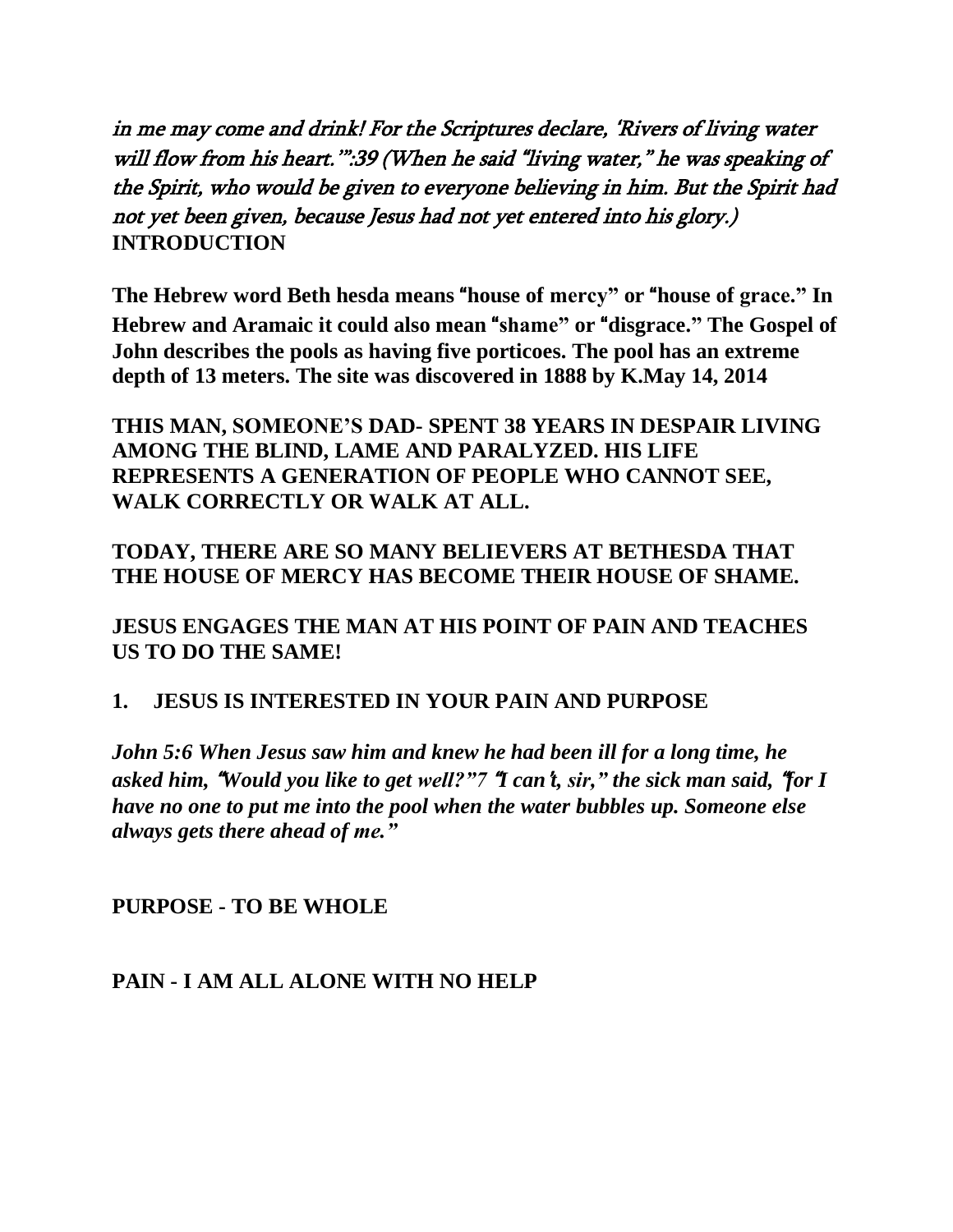*in me may come and drink! For the Scriptures declare, 'Rivers of living water will flow from his heart.'":39 (When he said "living water," he was speaking of the Spirit, who would be given to everyone believing in him. But the Spirit had not yet been given, because Jesus had not yet entered into his glory.)*

**INTRODUCTION**

**The Hebrew word Beth hesda means "house of mercy" or "house of grace." In Hebrew and Aramaic it could also mean "shame" or "disgrace." The Gospel of John describes the pools as having five porticoes. The pool has an extreme depth of 13 meters. The site was discovered in 1888 by K.May 14, 2014**

**THIS MAN, SOMEONE'S DAD- SPENT 38 YEARS IN DESPAIR LIVING AMONG THE BLIND, LAME AND PARALYZED. HIS LIFE REPRESENTS A GENERATION OF PEOPLE WHO CANNOT SEE, WALK CORRECTLY OR WALK AT ALL.**

**TODAY, THERE ARE SO MANY BELIEVERS AT BETHESDA THAT THE HOUSE OF MERCY HAS BECOME THEIR HOUSE OF SHAME.**

**JESUS ENGAGES THE MAN AT HIS POINT OF PAIN AND TEACHES US TO DO THE SAME!**

**1. JESUS IS INTERESTED IN YOUR PAIN AND PURPOSE**

***John 5:6 When Jesus saw him and knew he had been ill for a long time, he asked him, "Would you like to get well?"7 "I can't, sir," the sick man said, "for I have no one to put me into the pool when the water bubbles up. Someone else always gets there ahead of me."***

**PURPOSE - TO BE WHOLE**

**PAIN - I AM ALL ALONE WITH NO HELP**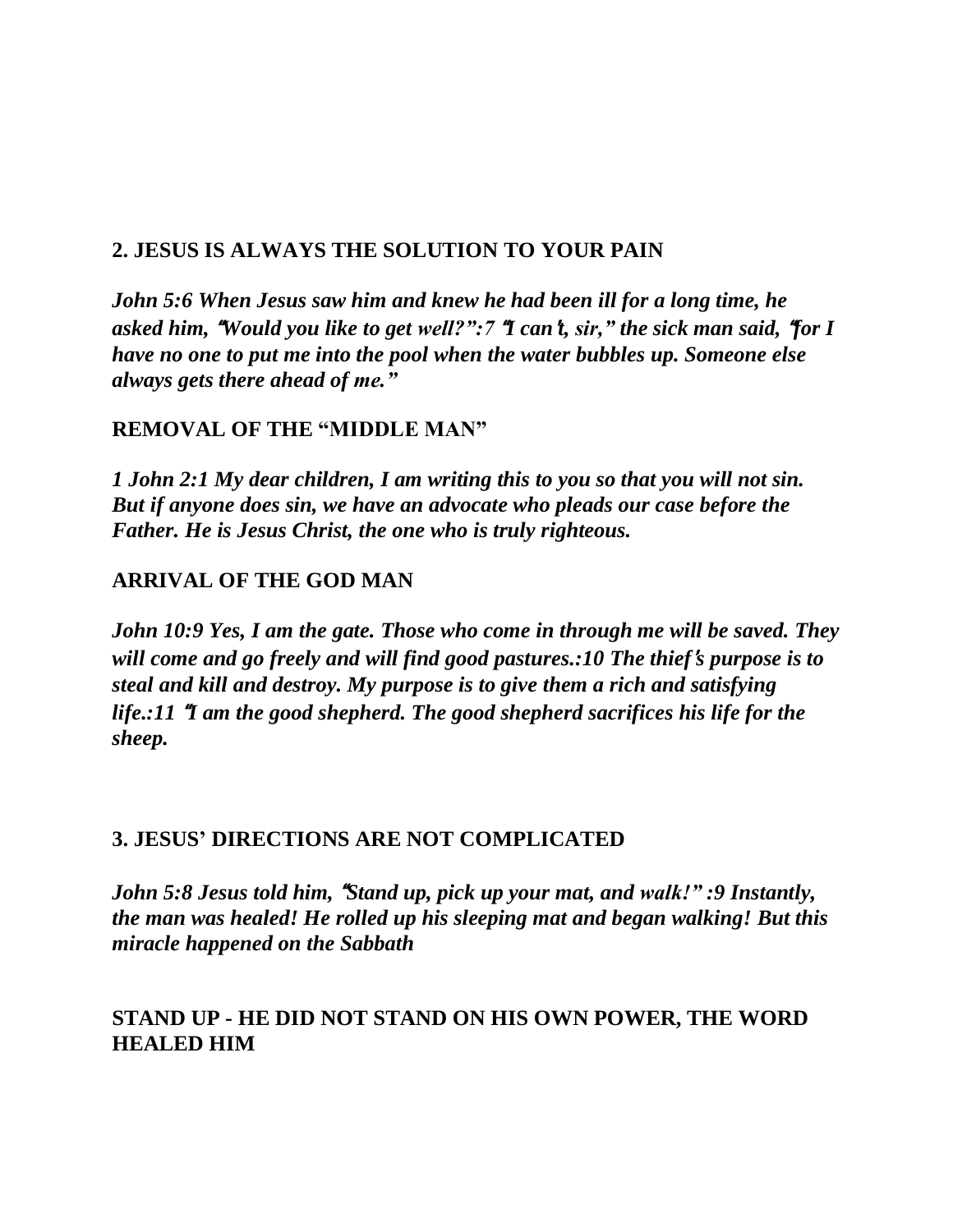## 2. JESUS IS ALWAYS THE SOLUTION TO YOUR PAIN

***John 5:6 When Jesus saw him and knew he had been ill for a long time, he asked him, "Would you like to get well?":7 "I can't, sir," the sick man said, "for I have no one to put me into the pool when the water bubbles up. Someone else always gets there ahead of me."***

### REMOVAL OF THE "MIDDLE MAN"

***1 John 2:1 My dear children, I am writing this to you so that you will not sin. But if anyone does sin, we have an advocate who pleads our case before the Father. He is Jesus Christ, the one who is truly righteous.***

### ARRIVAL OF THE GOD MAN

***John 10:9 Yes, I am the gate. Those who come in through me will be saved. They will come and go freely and will find good pastures.:10 The thief's purpose is to steal and kill and destroy. My purpose is to give them a rich and satisfying life.:11 "I am the good shepherd. The good shepherd sacrifices his life for the sheep.***

## 3. JESUS' DIRECTIONS ARE NOT COMPLICATED

***John 5:8 Jesus told him, "Stand up, pick up your mat, and walk!" :9 Instantly, the man was healed! He rolled up his sleeping mat and began walking! But this miracle happened on the Sabbath***

### STAND UP - HE DID NOT STAND ON HIS OWN POWER, THE WORD HEALED HIM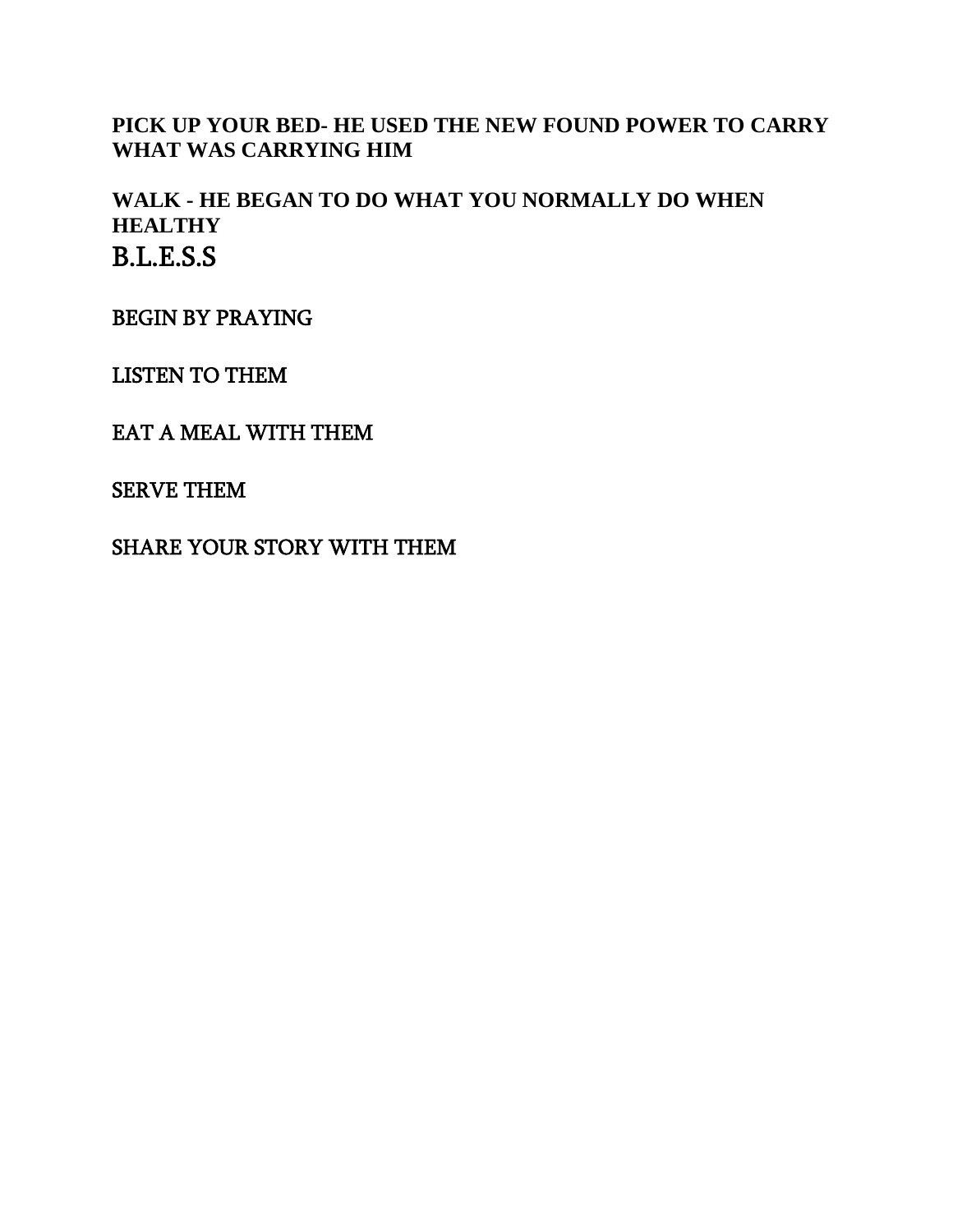**PICK UP YOUR BED- HE USED THE NEW FOUND POWER TO CARRY WHAT WAS CARRYING HIM**

**WALK - HE BEGAN TO DO WHAT YOU NORMALLY DO WHEN HEALTHY**

## B.L.E.S.S

BEGIN BY PRAYING

LISTEN TO THEM

EAT A MEAL WITH THEM

SERVE THEM

SHARE YOUR STORY WITH THEM